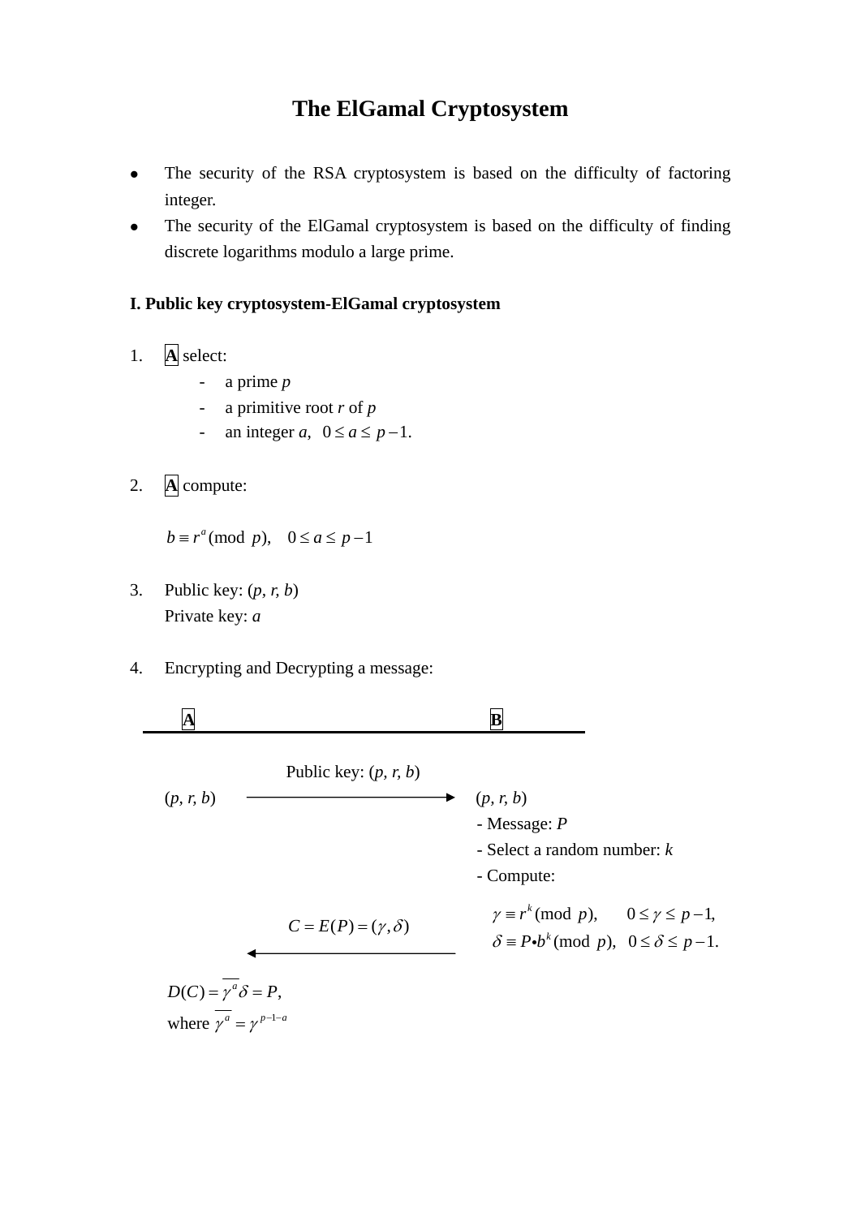# The ElGamal Cryptosystem

- The security of the RSA cryptosystem is based on the difficulty of factoring integer.
- The security of the ElGamal cryptosystem is based on the difficulty of finding discrete logarithms modulo a large prime.

**I. Public key cryptosystem-ElGamal cryptosystem**

1. **A** select:
   - a prime $p$
   - a primitive root $r$ of $p$
   - an integer $a$, $0 \le a \le p-1$.

2. **A** compute:

   $$b \equiv r^a (\text{mod } p), \quad 0 \le a \le p-1$$

3. Public key: $(p, r, b)$
   Private key: $a$

4. Encrypting and Decrypting a message:

**A** | **B**

Public key: $(p, r, b)$

$(p, r, b)$ ⟶ $(p, r, b)$

- Message: $P$
- Select a random number: $k$
- Compute:

$$\gamma \equiv r^k (\text{mod } p), \quad 0 \le \gamma \le p-1,$$
$$\delta \equiv P \bullet b^k (\text{mod } p), \quad 0 \le \delta \le p-1.$$

⟵ $C = E(P) = (\gamma, \delta)$

$D(C) = \overline{\gamma^a} \delta = P$,

where $\overline{\gamma^a} = \gamma^{p-1-a}$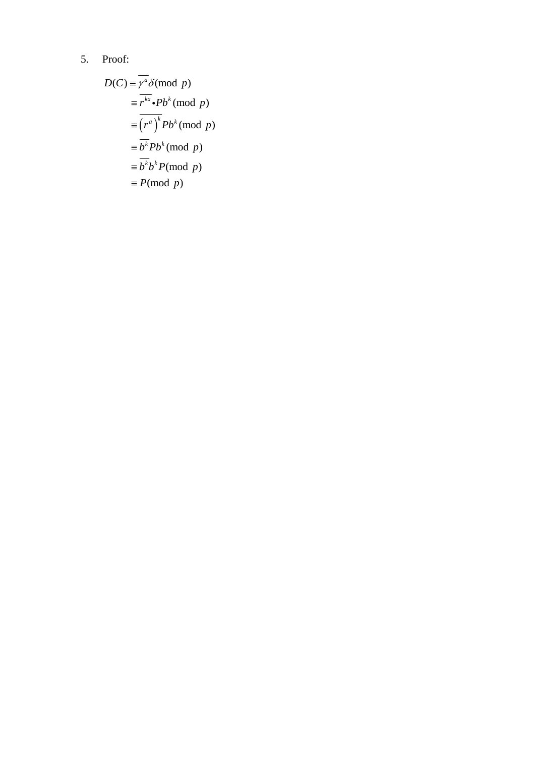5. Proof:

$$
\begin{aligned}
D(C) &\equiv \overline{\gamma^{a}}\delta \pmod{p} \\
&\equiv \overline{r^{ka}} \bullet Pb^{k} \pmod{p} \\
&\equiv \overline{\left(r^{a}\right)^{k}} Pb^{k} \pmod{p} \\
&\equiv \overline{b^{k}} Pb^{k} \pmod{p} \\
&\equiv \overline{b^{k}} b^{k} P \pmod{p} \\
&\equiv P \pmod{p}
\end{aligned}
$$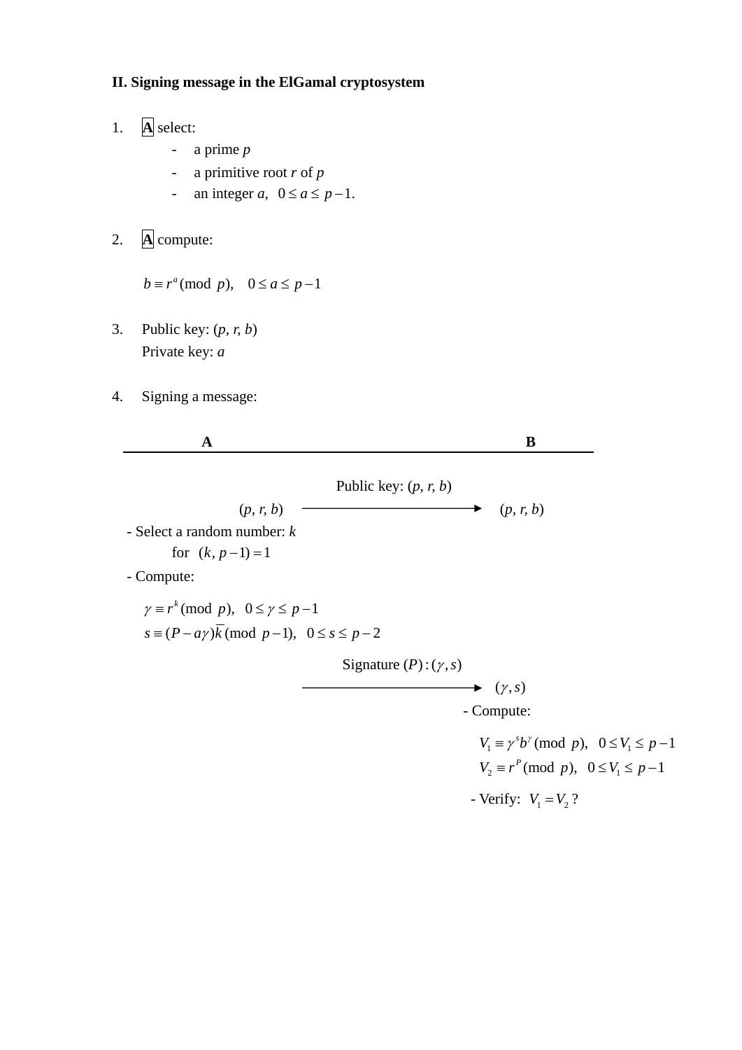**II. Signing message in the ElGamal cryptosystem**

1. **A** select:
   - a prime $p$
   - a primitive root $r$ of $p$
   - an integer $a$, $0 \le a \le p-1$.

2. **A** compute:

   $$b \equiv r^a (\text{mod } p), \quad 0 \le a \le p-1$$

3. Public key: $(p, r, b)$
   Private key: $a$

4. Signing a message:

| **A** | | **B** |
|---|---|---|
| $(p, r, b)$ | Public key: $(p, r, b)$ $\longrightarrow$ | $(p, r, b)$ |
| - Select a random number: $k$ for $(k, p-1) = 1$ | | |
| - Compute: | | |
| $\gamma \equiv r^k (\text{mod } p), \quad 0 \le \gamma \le p-1$ | | |
| $s \equiv (P - a\gamma)\overline{k} (\text{mod } p-1), \quad 0 \le s \le p-2$ | | |
| | Signature $(P) : (\gamma, s)$ $\longrightarrow$ | $(\gamma, s)$ |
| | | - Compute: |
| | | $V_1 \equiv \gamma^s b^\gamma (\text{mod } p), \quad 0 \le V_1 \le p-1$ |
| | | $V_2 \equiv r^P (\text{mod } p), \quad 0 \le V_1 \le p-1$ |
| | | - Verify: $V_1 = V_2$ ? |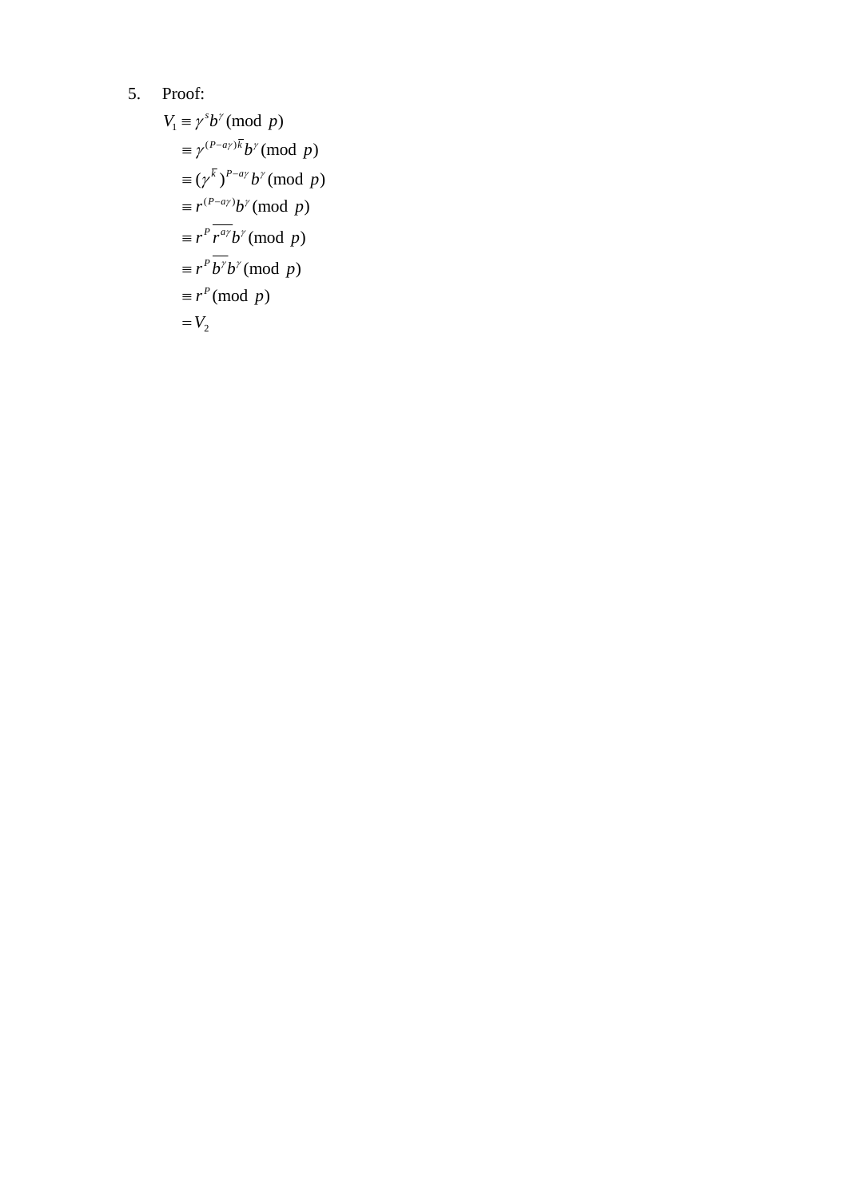5. Proof:

$$
\begin{aligned}
V_1 &\equiv \gamma^{s} b^{\gamma} \pmod{p} \\
&\equiv \gamma^{(P-a\gamma)\overline{k}} b^{\gamma} \pmod{p} \\
&\equiv (\gamma^{\overline{k}})^{P-a\gamma} b^{\gamma} \pmod{p} \\
&\equiv r^{(P-a\gamma)} b^{\gamma} \pmod{p} \\
&\equiv r^{P}\, \overline{r^{a\gamma}}\, b^{\gamma} \pmod{p} \\
&\equiv r^{P}\, \overline{b^{\gamma}}\, b^{\gamma} \pmod{p} \\
&\equiv r^{P} \pmod{p} \\
&= V_2
\end{aligned}
$$